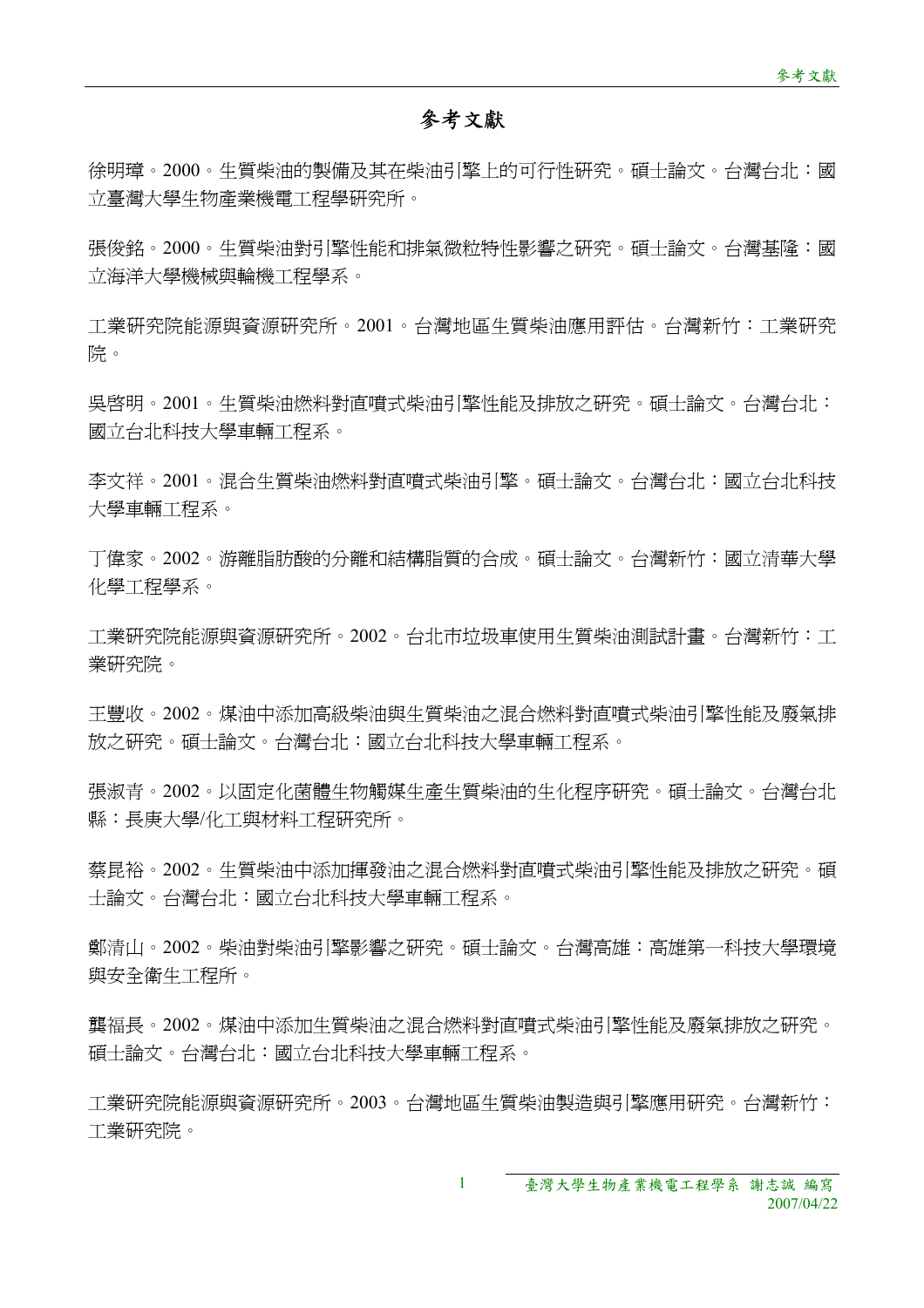# 參考文獻

徐明璋。2000。生質柴油的製備及其在柴油引擎上的可行性研究。碩士論文。台灣台北：國立臺灣大學生物產業機電工程學研究所。

張俊銘。2000。生質柴油對引擎性能和排氣微粒特性影響之研究。碩士論文。台灣基隆：國立海洋大學機械與輪機工程學系。

工業研究院能源與資源研究所。2001。台灣地區生質柴油應用評估。台灣新竹：工業研究院。

吳啓明。2001。生質柴油燃料對直噴式柴油引擎性能及排放之研究。碩士論文。台灣台北：國立台北科技大學車輛工程系。

李文祥。2001。混合生質柴油燃料對直噴式柴油引擎。碩士論文。台灣台北：國立台北科技大學車輛工程系。

丁偉家。2002。游離脂肪酸的分離和結構脂質的合成。碩士論文。台灣新竹：國立清華大學化學工程學系。

工業研究院能源與資源研究所。2002。台北市垃圾車使用生質柴油測試計畫。台灣新竹：工業研究院。

王豐收。2002。煤油中添加高級柴油與生質柴油之混合燃料對直噴式柴油引擎性能及廢氣排放之研究。碩士論文。台灣台北：國立台北科技大學車輛工程系。

張淑青。2002。以固定化菌體生物觸媒生產生質柴油的生化程序研究。碩士論文。台灣台北縣：長庚大學/化工與材料工程研究所。

蔡昆裕。2002。生質柴油中添加揮發油之混合燃料對直噴式柴油引擎性能及排放之研究。碩士論文。台灣台北：國立台北科技大學車輛工程系。

鄭清山。2002。柴油對柴油引擎影響之研究。碩士論文。台灣高雄：高雄第一科技大學環境與安全衛生工程所。

龔福長。2002。煤油中添加生質柴油之混合燃料對直噴式柴油引擎性能及廢氣排放之研究。碩士論文。台灣台北：國立台北科技大學車輛工程系。

工業研究院能源與資源研究所。2003。台灣地區生質柴油製造與引擎應用研究。台灣新竹：工業研究院。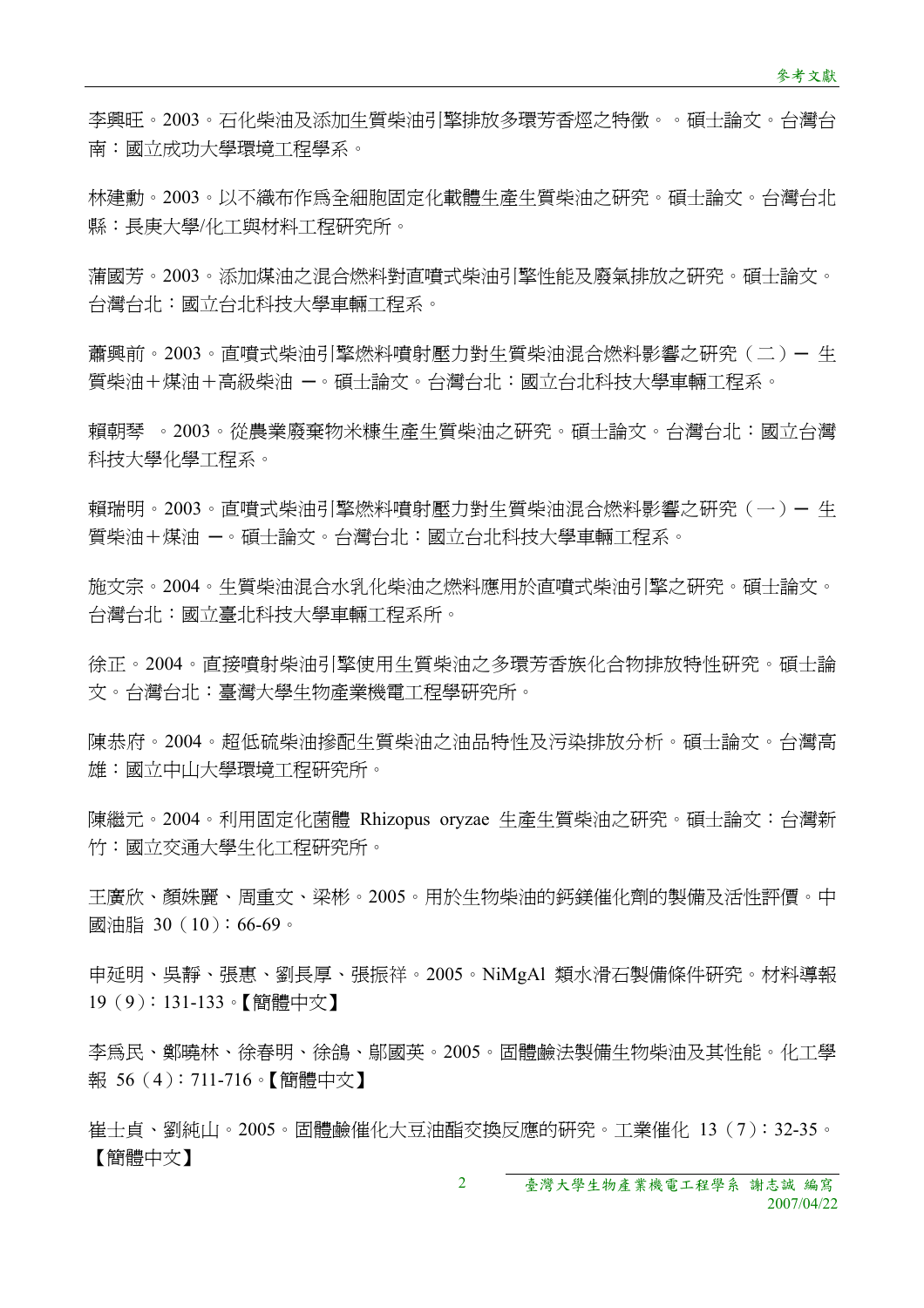李興旺。2003。石化柴油及添加生質柴油引擎排放多環芳香烴之特徵。。碩士論文。台灣台南：國立成功大學環境工程學系。

林建勳。2003。以不織布作為全細胞固定化載體生產生質柴油之研究。碩士論文。台灣台北縣：長庚大學/化工與材料工程研究所。

蒲國芳。2003。添加煤油之混合燃料對直噴式柴油引擎性能及廢氣排放之研究。碩士論文。台灣台北：國立台北科技大學車輛工程系。

蕭興前。2003。直噴式柴油引擎燃料噴射壓力對生質柴油混合燃料影響之研究（二）－ 生質柴油＋煤油＋高級柴油 －。碩士論文。台灣台北：國立台北科技大學車輛工程系。

賴朝琴 。2003。從農業廢棄物米糠生產生質柴油之研究。碩士論文。台灣台北：國立台灣科技大學化學工程系。

賴瑞明。2003。直噴式柴油引擎燃料噴射壓力對生質柴油混合燃料影響之研究（一）－ 生質柴油＋煤油 －。碩士論文。台灣台北：國立台北科技大學車輛工程系。

施文宗。2004。生質柴油混合水乳化柴油之燃料應用於直噴式柴油引擎之研究。碩士論文。台灣台北：國立臺北科技大學車輛工程系所。

徐正。2004。直接噴射柴油引擎使用生質柴油之多環芳香族化合物排放特性研究。碩士論文。台灣台北：臺灣大學生物產業機電工程學研究所。

陳恭府。2004。超低硫柴油摻配生質柴油之油品特性及污染排放分析。碩士論文。台灣高雄：國立中山大學環境工程研究所。

陳繼元。2004。利用固定化菌體 Rhizopus oryzae 生產生質柴油之研究。碩士論文：台灣新竹：國立交通大學生化工程研究所。

王廣欣、顏姝麗、周重文、梁彬。2005。用於生物柴油的鈣鎂催化劑的製備及活性評價。中國油脂 30（10）：66-69。

申延明、吳靜、張惠、劉長厚、張振祥。2005。NiMgAl 類水滑石製備條件研究。材料導報 19（9）：131-133。【簡體中文】

李為民、鄭曉林、徐春明、徐鴿、鄔國英。2005。固體鹼法製備生物柴油及其性能。化工學報 56（4）：711-716。【簡體中文】

崔士貞、劉純山。2005。固體鹼催化大豆油酯交換反應的研究。工業催化 13（7）：32-35。【簡體中文】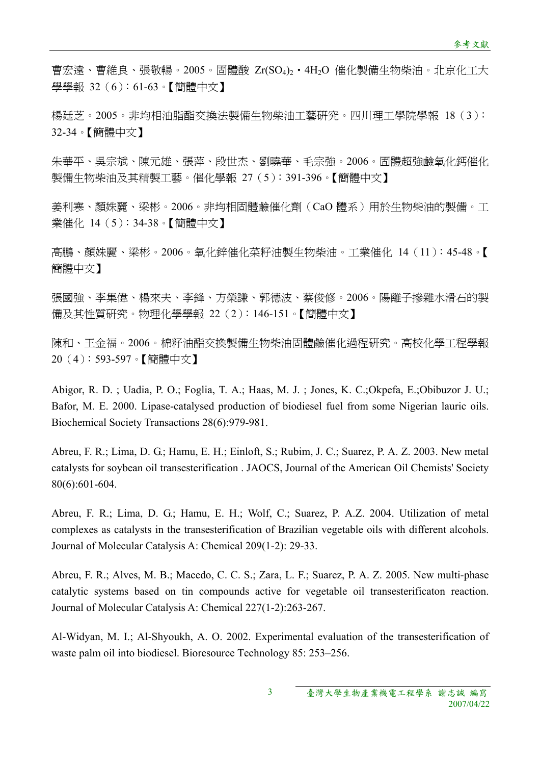曹宏遠、曹維良、張敬暢。2005。固體酸 $Zr(SO_4)_2 \cdot 4H_2O$ 催化製備生物柴油。北京化工大學學報 32（6）：61-63。【簡體中文】

楊廷芝。2005。非均相油脂酯交換法製備生物柴油工藝研究。四川理工學院學報 18（3）：32-34。【簡體中文】

朱華平、吳宗斌、陳元雄、張萍、段世杰、劉曉華、毛宗強。2006。固體超強鹼氧化鈣催化製備生物柴油及其精製工藝。催化學報 27（5）：391-396。【簡體中文】

姜利寒、顏姝麗、梁彬。2006。非均相固體鹼催化劑（CaO 體系）用於生物柴油的製備。工業催化 14（5）：34-38。【簡體中文】

高鵬、顏姝麗、梁彬。2006。氧化鋅催化菜籽油製生物柴油。工業催化 14（11）：45-48。【簡體中文】

張國強、李集偉、楊來夫、李鋒、方榮謙、郭德波、蔡俊修。2006。陽離子摻雜水滑石的製備及其性質研究。物理化學學報 22（2）：146-151。【簡體中文】

陳和、王金福。2006。棉籽油酯交換製備生物柴油固體鹼催化過程研究。高校化學工程學報 20（4）：593-597。【簡體中文】

Abigor, R. D. ; Uadia, P. O.; Foglia, T. A.; Haas, M. J. ; Jones, K. C.;Okpefa, E.;Obibuzor J. U.; Bafor, M. E. 2000. Lipase-catalysed production of biodiesel fuel from some Nigerian lauric oils. Biochemical Society Transactions 28(6):979-981.

Abreu, F. R.; Lima, D. G.; Hamu, E. H.; Einloft, S.; Rubim, J. C.; Suarez, P. A. Z. 2003. New metal catalysts for soybean oil transesterification . JAOCS, Journal of the American Oil Chemists' Society 80(6):601-604.

Abreu, F. R.; Lima, D. G.; Hamu, E. H.; Wolf, C.; Suarez, P. A.Z. 2004. Utilization of metal complexes as catalysts in the transesterification of Brazilian vegetable oils with different alcohols. Journal of Molecular Catalysis A: Chemical 209(1-2): 29-33.

Abreu, F. R.; Alves, M. B.; Macedo, C. C. S.; Zara, L. F.; Suarez, P. A. Z. 2005. New multi-phase catalytic systems based on tin compounds active for vegetable oil transesterificaton reaction. Journal of Molecular Catalysis A: Chemical 227(1-2):263-267.

Al-Widyan, M. I.; Al-Shyoukh, A. O. 2002. Experimental evaluation of the transesterification of waste palm oil into biodiesel. Bioresource Technology 85: 253–256.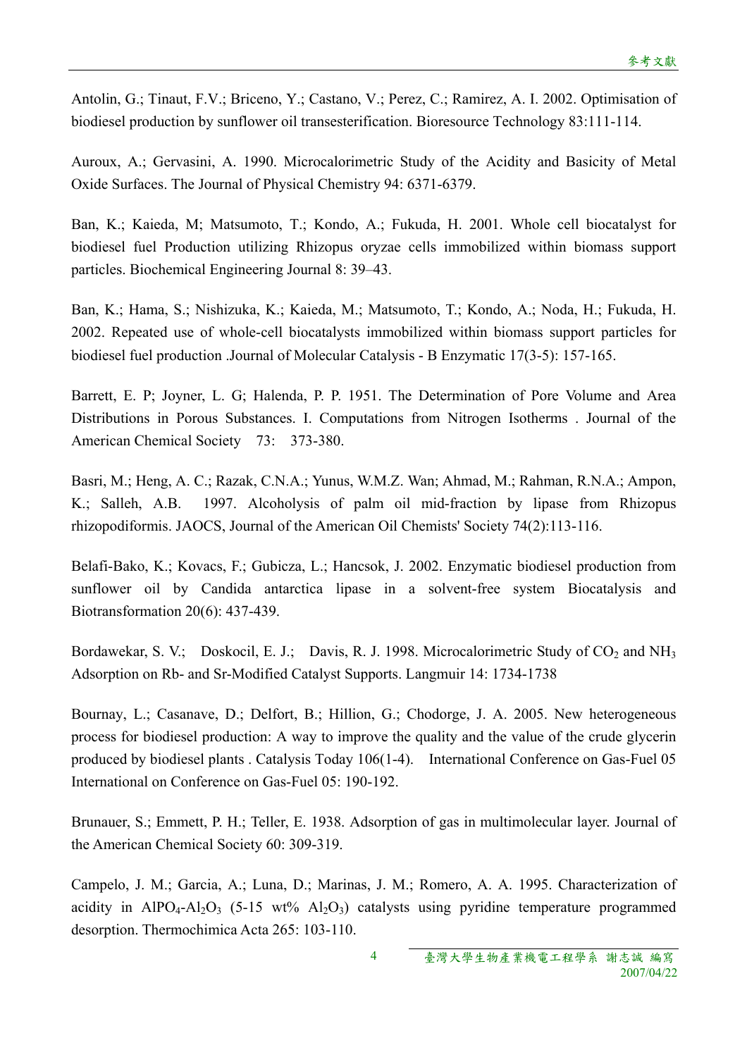Antolin, G.; Tinaut, F.V.; Briceno, Y.; Castano, V.; Perez, C.; Ramirez, A. I. 2002. Optimisation of biodiesel production by sunflower oil transesterification. Bioresource Technology 83:111-114.

Auroux, A.; Gervasini, A. 1990. Microcalorimetric Study of the Acidity and Basicity of Metal Oxide Surfaces. The Journal of Physical Chemistry 94: 6371-6379.

Ban, K.; Kaieda, M; Matsumoto, T.; Kondo, A.; Fukuda, H. 2001. Whole cell biocatalyst for biodiesel fuel Production utilizing Rhizopus oryzae cells immobilized within biomass support particles. Biochemical Engineering Journal 8: 39–43.

Ban, K.; Hama, S.; Nishizuka, K.; Kaieda, M.; Matsumoto, T.; Kondo, A.; Noda, H.; Fukuda, H. 2002. Repeated use of whole-cell biocatalysts immobilized within biomass support particles for biodiesel fuel production .Journal of Molecular Catalysis - B Enzymatic 17(3-5): 157-165.

Barrett, E. P; Joyner, L. G; Halenda, P. P. 1951. The Determination of Pore Volume and Area Distributions in Porous Substances. I. Computations from Nitrogen Isotherms . Journal of the American Chemical Society 73: 373-380.

Basri, M.; Heng, A. C.; Razak, C.N.A.; Yunus, W.M.Z. Wan; Ahmad, M.; Rahman, R.N.A.; Ampon, K.; Salleh, A.B. 1997. Alcoholysis of palm oil mid-fraction by lipase from Rhizopus rhizopodiformis. JAOCS, Journal of the American Oil Chemists' Society 74(2):113-116.

Belafi-Bako, K.; Kovacs, F.; Gubicza, L.; Hancsok, J. 2002. Enzymatic biodiesel production from sunflower oil by Candida antarctica lipase in a solvent-free system Biocatalysis and Biotransformation 20(6): 437-439.

Bordawekar, S. V.; Doskocil, E. J.; Davis, R. J. 1998. Microcalorimetric Study of $CO_2$ and $NH_3$ Adsorption on Rb- and Sr-Modified Catalyst Supports. Langmuir 14: 1734-1738

Bournay, L.; Casanave, D.; Delfort, B.; Hillion, G.; Chodorge, J. A. 2005. New heterogeneous process for biodiesel production: A way to improve the quality and the value of the crude glycerin produced by biodiesel plants . Catalysis Today 106(1-4). International Conference on Gas-Fuel 05 International on Conference on Gas-Fuel 05: 190-192.

Brunauer, S.; Emmett, P. H.; Teller, E. 1938. Adsorption of gas in multimolecular layer. Journal of the American Chemical Society 60: 309-319.

Campelo, J. M.; Garcia, A.; Luna, D.; Marinas, J. M.; Romero, A. A. 1995. Characterization of acidity in $AlPO_4$-$Al_2O_3$ (5-15 wt% $Al_2O_3$) catalysts using pyridine temperature programmed desorption. Thermochimica Acta 265: 103-110.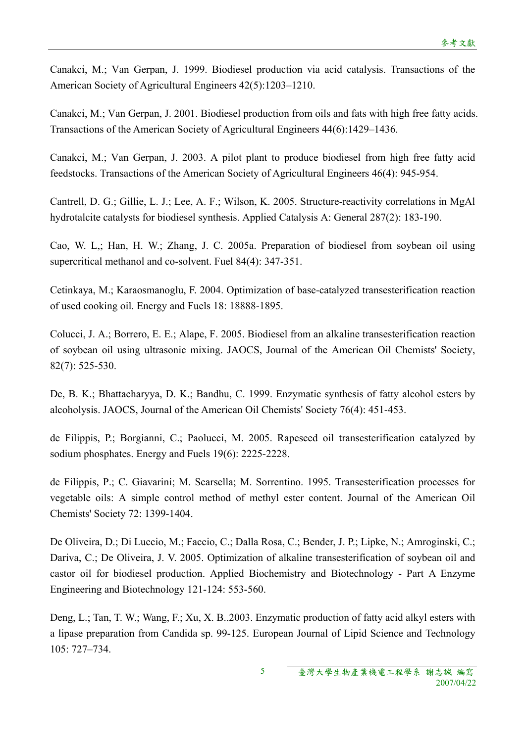Canakci, M.; Van Gerpan, J. 1999. Biodiesel production via acid catalysis. Transactions of the American Society of Agricultural Engineers 42(5):1203–1210.

Canakci, M.; Van Gerpan, J. 2001. Biodiesel production from oils and fats with high free fatty acids. Transactions of the American Society of Agricultural Engineers 44(6):1429–1436.

Canakci, M.; Van Gerpan, J. 2003. A pilot plant to produce biodiesel from high free fatty acid feedstocks. Transactions of the American Society of Agricultural Engineers 46(4): 945-954.

Cantrell, D. G.; Gillie, L. J.; Lee, A. F.; Wilson, K. 2005. Structure-reactivity correlations in MgAl hydrotalcite catalysts for biodiesel synthesis. Applied Catalysis A: General 287(2): 183-190.

Cao, W. L,; Han, H. W.; Zhang, J. C. 2005a. Preparation of biodiesel from soybean oil using supercritical methanol and co-solvent. Fuel 84(4): 347-351.

Cetinkaya, M.; Karaosmanoglu, F. 2004. Optimization of base-catalyzed transesterification reaction of used cooking oil. Energy and Fuels 18: 18888-1895.

Colucci, J. A.; Borrero, E. E.; Alape, F. 2005. Biodiesel from an alkaline transesterification reaction of soybean oil using ultrasonic mixing. JAOCS, Journal of the American Oil Chemists' Society, 82(7): 525-530.

De, B. K.; Bhattacharyya, D. K.; Bandhu, C. 1999. Enzymatic synthesis of fatty alcohol esters by alcoholysis. JAOCS, Journal of the American Oil Chemists' Society 76(4): 451-453.

de Filippis, P.; Borgianni, C.; Paolucci, M. 2005. Rapeseed oil transesterification catalyzed by sodium phosphates. Energy and Fuels 19(6): 2225-2228.

de Filippis, P.; C. Giavarini; M. Scarsella; M. Sorrentino. 1995. Transesterification processes for vegetable oils: A simple control method of methyl ester content. Journal of the American Oil Chemists' Society 72: 1399-1404.

De Oliveira, D.; Di Luccio, M.; Faccio, C.; Dalla Rosa, C.; Bender, J. P.; Lipke, N.; Amroginski, C.; Dariva, C.; De Oliveira, J. V. 2005. Optimization of alkaline transesterification of soybean oil and castor oil for biodiesel production. Applied Biochemistry and Biotechnology - Part A Enzyme Engineering and Biotechnology 121-124: 553-560.

Deng, L.; Tan, T. W.; Wang, F.; Xu, X. B..2003. Enzymatic production of fatty acid alkyl esters with a lipase preparation from Candida sp. 99-125. European Journal of Lipid Science and Technology 105: 727–734.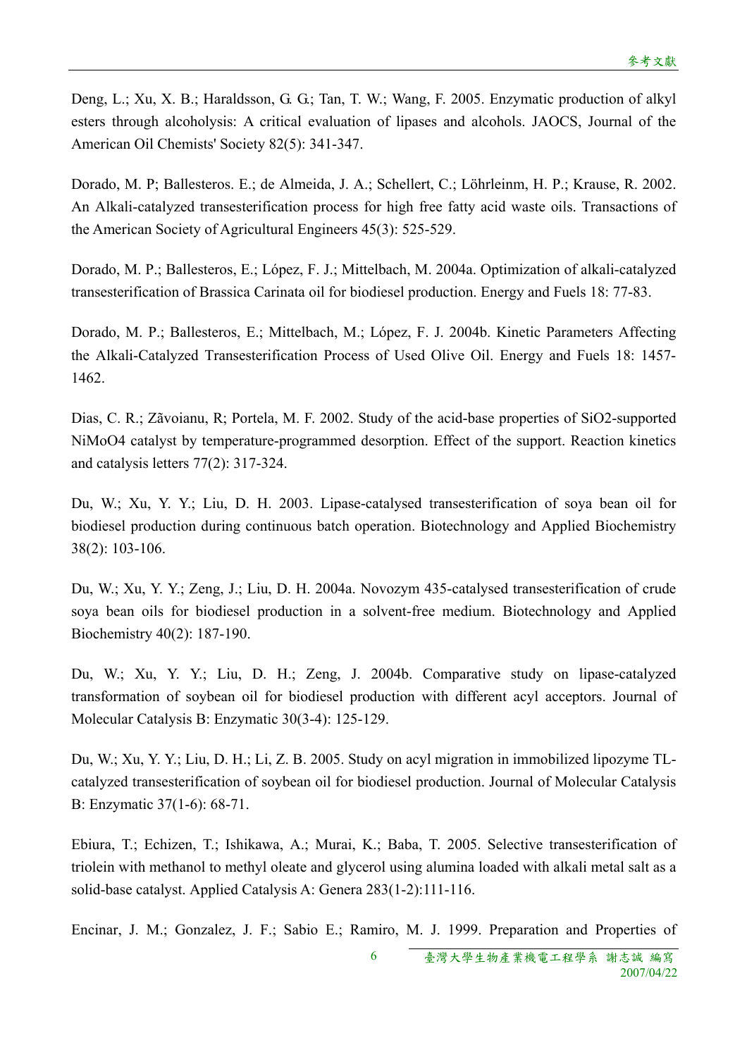Deng, L.; Xu, X. B.; Haraldsson, G. G.; Tan, T. W.; Wang, F. 2005. Enzymatic production of alkyl esters through alcoholysis: A critical evaluation of lipases and alcohols. JAOCS, Journal of the American Oil Chemists' Society 82(5): 341-347.

Dorado, M. P; Ballesteros. E.; de Almeida, J. A.; Schellert, C.; Löhrleinm, H. P.; Krause, R. 2002. An Alkali-catalyzed transesterification process for high free fatty acid waste oils. Transactions of the American Society of Agricultural Engineers 45(3): 525-529.

Dorado, M. P.; Ballesteros, E.; López, F. J.; Mittelbach, M. 2004a. Optimization of alkali-catalyzed transesterification of Brassica Carinata oil for biodiesel production. Energy and Fuels 18: 77-83.

Dorado, M. P.; Ballesteros, E.; Mittelbach, M.; López, F. J. 2004b. Kinetic Parameters Affecting the Alkali-Catalyzed Transesterification Process of Used Olive Oil. Energy and Fuels 18: 1457-1462.

Dias, C. R.; Zãvoianu, R; Portela, M. F. 2002. Study of the acid-base properties of $SiO_2$-supported $NiMoO_4$ catalyst by temperature-programmed desorption. Effect of the support. Reaction kinetics and catalysis letters 77(2): 317-324.

Du, W.; Xu, Y. Y.; Liu, D. H. 2003. Lipase-catalysed transesterification of soya bean oil for biodiesel production during continuous batch operation. Biotechnology and Applied Biochemistry 38(2): 103-106.

Du, W.; Xu, Y. Y.; Zeng, J.; Liu, D. H. 2004a. Novozym 435-catalysed transesterification of crude soya bean oils for biodiesel production in a solvent-free medium. Biotechnology and Applied Biochemistry 40(2): 187-190.

Du, W.; Xu, Y. Y.; Liu, D. H.; Zeng, J. 2004b. Comparative study on lipase-catalyzed transformation of soybean oil for biodiesel production with different acyl acceptors. Journal of Molecular Catalysis B: Enzymatic 30(3-4): 125-129.

Du, W.; Xu, Y. Y.; Liu, D. H.; Li, Z. B. 2005. Study on acyl migration in immobilized lipozyme TL-catalyzed transesterification of soybean oil for biodiesel production. Journal of Molecular Catalysis B: Enzymatic 37(1-6): 68-71.

Ebiura, T.; Echizen, T.; Ishikawa, A.; Murai, K.; Baba, T. 2005. Selective transesterification of triolein with methanol to methyl oleate and glycerol using alumina loaded with alkali metal salt as a solid-base catalyst. Applied Catalysis A: Genera 283(1-2):111-116.

Encinar, J. M.; Gonzalez, J. F.; Sabio E.; Ramiro, M. J. 1999. Preparation and Properties of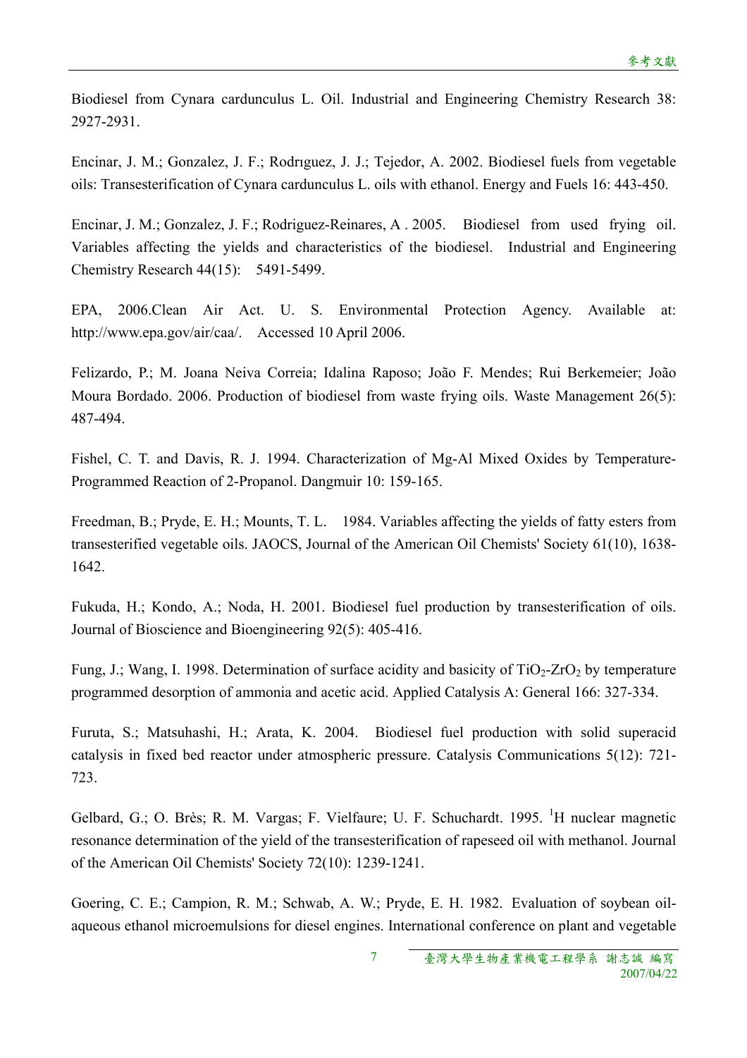Biodiesel from Cynara cardunculus L. Oil. Industrial and Engineering Chemistry Research 38: 2927-2931.

Encinar, J. M.; Gonzalez, J. F.; Rodrıguez, J. J.; Tejedor, A. 2002. Biodiesel fuels from vegetable oils: Transesterification of Cynara cardunculus L. oils with ethanol. Energy and Fuels 16: 443-450.

Encinar, J. M.; Gonzalez, J. F.; Rodriguez-Reinares, A . 2005. Biodiesel from used frying oil. Variables affecting the yields and characteristics of the biodiesel. Industrial and Engineering Chemistry Research 44(15): 5491-5499.

EPA, 2006.Clean Air Act. U. S. Environmental Protection Agency. Available at: http://www.epa.gov/air/caa/. Accessed 10 April 2006.

Felizardo, P.; M. Joana Neiva Correia; Idalina Raposo; João F. Mendes; Rui Berkemeier; João Moura Bordado. 2006. Production of biodiesel from waste frying oils. Waste Management 26(5): 487-494.

Fishel, C. T. and Davis, R. J. 1994. Characterization of Mg-Al Mixed Oxides by Temperature-Programmed Reaction of 2-Propanol. Dangmuir 10: 159-165.

Freedman, B.; Pryde, E. H.; Mounts, T. L. 1984. Variables affecting the yields of fatty esters from transesterified vegetable oils. JAOCS, Journal of the American Oil Chemists' Society 61(10), 1638-1642.

Fukuda, H.; Kondo, A.; Noda, H. 2001. Biodiesel fuel production by transesterification of oils. Journal of Bioscience and Bioengineering 92(5): 405-416.

Fung, J.; Wang, I. 1998. Determination of surface acidity and basicity of $TiO_2$-$ZrO_2$ by temperature programmed desorption of ammonia and acetic acid. Applied Catalysis A: General 166: 327-334.

Furuta, S.; Matsuhashi, H.; Arata, K. 2004. Biodiesel fuel production with solid superacid catalysis in fixed bed reactor under atmospheric pressure. Catalysis Communications 5(12): 721-723.

Gelbard, G.; O. Brès; R. M. Vargas; F. Vielfaure; U. F. Schuchardt. 1995. $^1$H nuclear magnetic resonance determination of the yield of the transesterification of rapeseed oil with methanol. Journal of the American Oil Chemists' Society 72(10): 1239-1241.

Goering, C. E.; Campion, R. M.; Schwab, A. W.; Pryde, E. H. 1982. Evaluation of soybean oil-aqueous ethanol microemulsions for diesel engines. International conference on plant and vegetable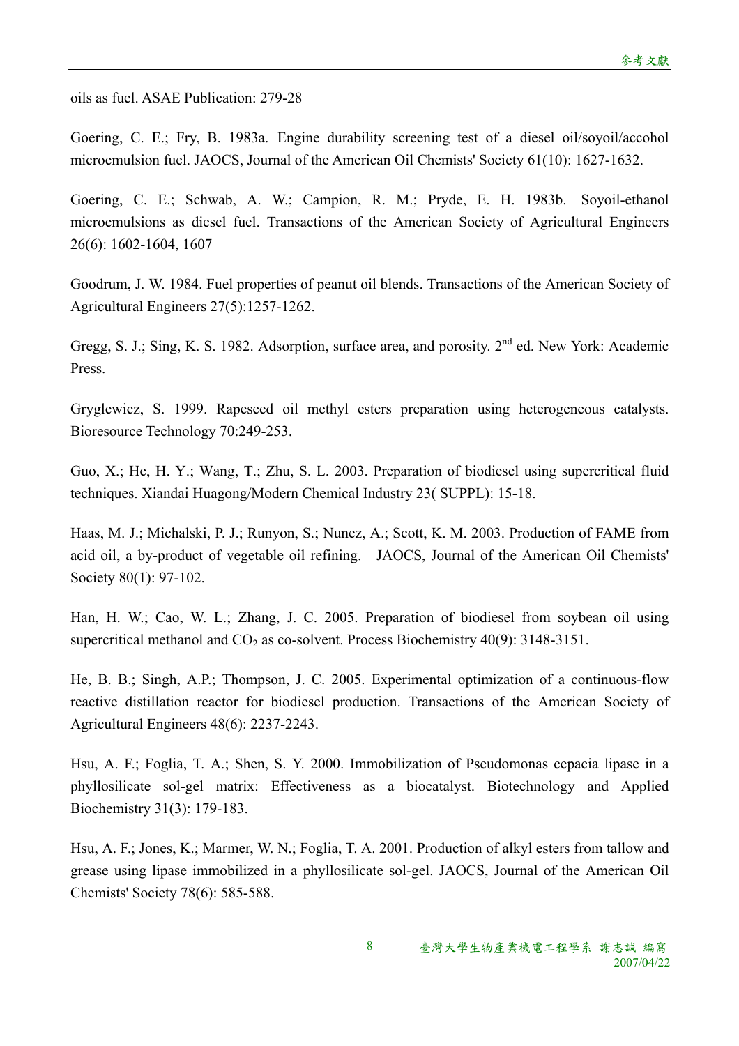oils as fuel. ASAE Publication: 279-28

Goering, C. E.; Fry, B. 1983a. Engine durability screening test of a diesel oil/soyoil/accohol microemulsion fuel. JAOCS, Journal of the American Oil Chemists' Society 61(10): 1627-1632.

Goering, C. E.; Schwab, A. W.; Campion, R. M.; Pryde, E. H. 1983b. Soyoil-ethanol microemulsions as diesel fuel. Transactions of the American Society of Agricultural Engineers 26(6): 1602-1604, 1607

Goodrum, J. W. 1984. Fuel properties of peanut oil blends. Transactions of the American Society of Agricultural Engineers 27(5):1257-1262.

Gregg, S. J.; Sing, K. S. 1982. Adsorption, surface area, and porosity. 2nd ed. New York: Academic Press.

Gryglewicz, S. 1999. Rapeseed oil methyl esters preparation using heterogeneous catalysts. Bioresource Technology 70:249-253.

Guo, X.; He, H. Y.; Wang, T.; Zhu, S. L. 2003. Preparation of biodiesel using supercritical fluid techniques. Xiandai Huagong/Modern Chemical Industry 23( SUPPL): 15-18.

Haas, M. J.; Michalski, P. J.; Runyon, S.; Nunez, A.; Scott, K. M. 2003. Production of FAME from acid oil, a by-product of vegetable oil refining. JAOCS, Journal of the American Oil Chemists' Society 80(1): 97-102.

Han, H. W.; Cao, W. L.; Zhang, J. C. 2005. Preparation of biodiesel from soybean oil using supercritical methanol and $CO_2$ as co-solvent. Process Biochemistry 40(9): 3148-3151.

He, B. B.; Singh, A.P.; Thompson, J. C. 2005. Experimental optimization of a continuous-flow reactive distillation reactor for biodiesel production. Transactions of the American Society of Agricultural Engineers 48(6): 2237-2243.

Hsu, A. F.; Foglia, T. A.; Shen, S. Y. 2000. Immobilization of Pseudomonas cepacia lipase in a phyllosilicate sol-gel matrix: Effectiveness as a biocatalyst. Biotechnology and Applied Biochemistry 31(3): 179-183.

Hsu, A. F.; Jones, K.; Marmer, W. N.; Foglia, T. A. 2001. Production of alkyl esters from tallow and grease using lipase immobilized in a phyllosilicate sol-gel. JAOCS, Journal of the American Oil Chemists' Society 78(6): 585-588.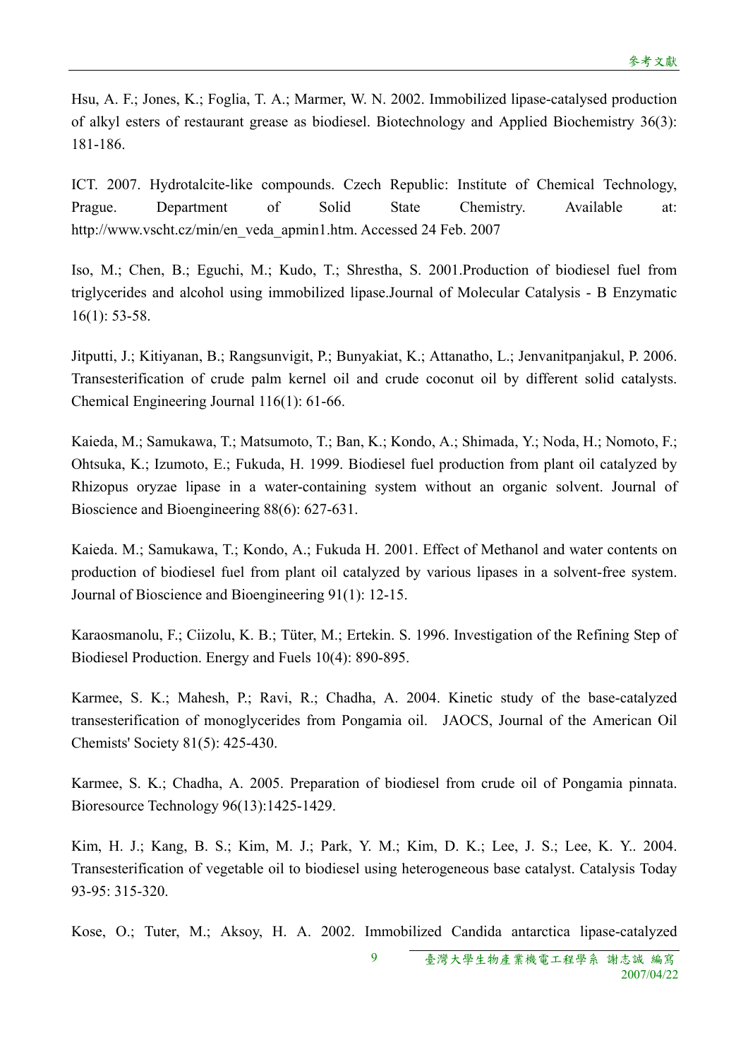Hsu, A. F.; Jones, K.; Foglia, T. A.; Marmer, W. N. 2002. Immobilized lipase-catalysed production of alkyl esters of restaurant grease as biodiesel. Biotechnology and Applied Biochemistry 36(3): 181-186.

ICT. 2007. Hydrotalcite-like compounds. Czech Republic: Institute of Chemical Technology, Prague. Department of Solid State Chemistry. Available at: http://www.vscht.cz/min/en_veda_apmin1.htm. Accessed 24 Feb. 2007

Iso, M.; Chen, B.; Eguchi, M.; Kudo, T.; Shrestha, S. 2001.Production of biodiesel fuel from triglycerides and alcohol using immobilized lipase.Journal of Molecular Catalysis - B Enzymatic 16(1): 53-58.

Jitputti, J.; Kitiyanan, B.; Rangsunvigit, P.; Bunyakiat, K.; Attanatho, L.; Jenvanitpanjakul, P. 2006. Transesterification of crude palm kernel oil and crude coconut oil by different solid catalysts. Chemical Engineering Journal 116(1): 61-66.

Kaieda, M.; Samukawa, T.; Matsumoto, T.; Ban, K.; Kondo, A.; Shimada, Y.; Noda, H.; Nomoto, F.; Ohtsuka, K.; Izumoto, E.; Fukuda, H. 1999. Biodiesel fuel production from plant oil catalyzed by Rhizopus oryzae lipase in a water-containing system without an organic solvent. Journal of Bioscience and Bioengineering 88(6): 627-631.

Kaieda. M.; Samukawa, T.; Kondo, A.; Fukuda H. 2001. Effect of Methanol and water contents on production of biodiesel fuel from plant oil catalyzed by various lipases in a solvent-free system. Journal of Bioscience and Bioengineering 91(1): 12-15.

Karaosmanolu, F.; Ciizolu, K. B.; Tüter, M.; Ertekin. S. 1996. Investigation of the Refining Step of Biodiesel Production. Energy and Fuels 10(4): 890-895.

Karmee, S. K.; Mahesh, P.; Ravi, R.; Chadha, A. 2004. Kinetic study of the base-catalyzed transesterification of monoglycerides from Pongamia oil. JAOCS, Journal of the American Oil Chemists' Society 81(5): 425-430.

Karmee, S. K.; Chadha, A. 2005. Preparation of biodiesel from crude oil of Pongamia pinnata. Bioresource Technology 96(13):1425-1429.

Kim, H. J.; Kang, B. S.; Kim, M. J.; Park, Y. M.; Kim, D. K.; Lee, J. S.; Lee, K. Y.. 2004. Transesterification of vegetable oil to biodiesel using heterogeneous base catalyst. Catalysis Today 93-95: 315-320.

Kose, O.; Tuter, M.; Aksoy, H. A. 2002. Immobilized Candida antarctica lipase-catalyzed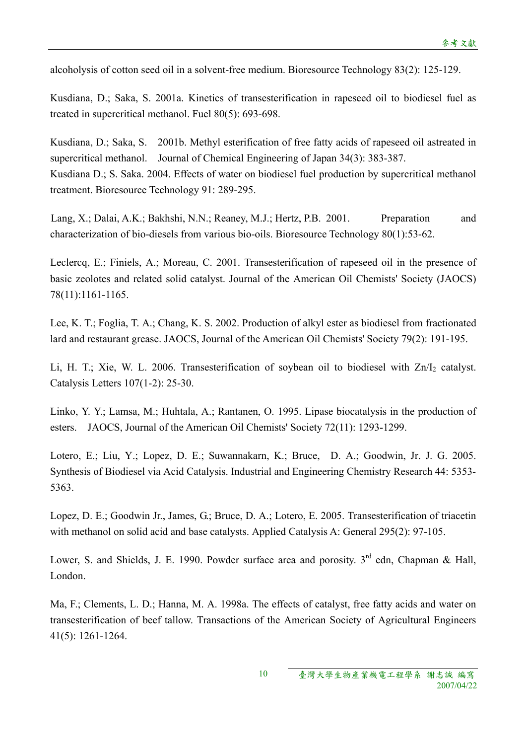alcoholysis of cotton seed oil in a solvent-free medium. Bioresource Technology 83(2): 125-129.

Kusdiana, D.; Saka, S. 2001a. Kinetics of transesterification in rapeseed oil to biodiesel fuel as treated in supercritical methanol. Fuel 80(5): 693-698.

Kusdiana, D.; Saka, S. 2001b. Methyl esterification of free fatty acids of rapeseed oil astreated in supercritical methanol. Journal of Chemical Engineering of Japan 34(3): 383-387.
Kusdiana D.; S. Saka. 2004. Effects of water on biodiesel fuel production by supercritical methanol treatment. Bioresource Technology 91: 289-295.

Lang, X.; Dalai, A.K.; Bakhshi, N.N.; Reaney, M.J.; Hertz, P.B. 2001. Preparation and characterization of bio-diesels from various bio-oils. Bioresource Technology 80(1):53-62.

Leclercq, E.; Finiels, A.; Moreau, C. 2001. Transesterification of rapeseed oil in the presence of basic zeolotes and related solid catalyst. Journal of the American Oil Chemists' Society (JAOCS) 78(11):1161-1165.

Lee, K. T.; Foglia, T. A.; Chang, K. S. 2002. Production of alkyl ester as biodiesel from fractionated lard and restaurant grease. JAOCS, Journal of the American Oil Chemists' Society 79(2): 191-195.

Li, H. T.; Xie, W. L. 2006. Transesterification of soybean oil to biodiesel with $Zn/I_2$ catalyst. Catalysis Letters 107(1-2): 25-30.

Linko, Y. Y.; Lamsa, M.; Huhtala, A.; Rantanen, O. 1995. Lipase biocatalysis in the production of esters. JAOCS, Journal of the American Oil Chemists' Society 72(11): 1293-1299.

Lotero, E.; Liu, Y.; Lopez, D. E.; Suwannakarn, K.; Bruce, D. A.; Goodwin, Jr. J. G. 2005. Synthesis of Biodiesel via Acid Catalysis. Industrial and Engineering Chemistry Research 44: 5353-5363.

Lopez, D. E.; Goodwin Jr., James, G.; Bruce, D. A.; Lotero, E. 2005. Transesterification of triacetin with methanol on solid acid and base catalysts. Applied Catalysis A: General 295(2): 97-105.

Lower, S. and Shields, J. E. 1990. Powder surface area and porosity. 3rd edn, Chapman & Hall, London.

Ma, F.; Clements, L. D.; Hanna, M. A. 1998a. The effects of catalyst, free fatty acids and water on transesterification of beef tallow. Transactions of the American Society of Agricultural Engineers 41(5): 1261-1264.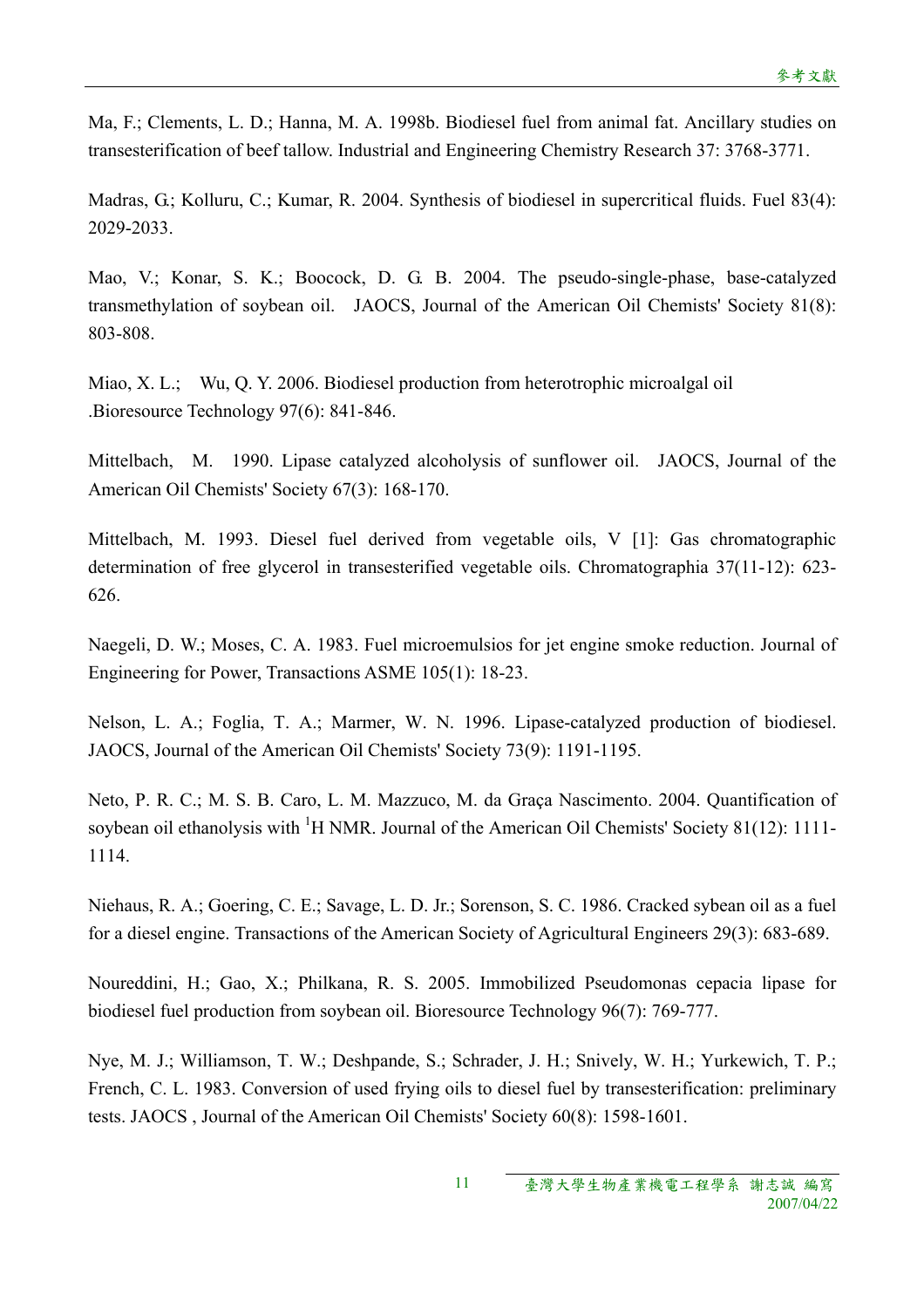Ma, F.; Clements, L. D.; Hanna, M. A. 1998b. Biodiesel fuel from animal fat. Ancillary studies on transesterification of beef tallow. Industrial and Engineering Chemistry Research 37: 3768-3771.

Madras, G.; Kolluru, C.; Kumar, R. 2004. Synthesis of biodiesel in supercritical fluids. Fuel 83(4): 2029-2033.

Mao, V.; Konar, S. K.; Boocock, D. G. B. 2004. The pseudo-single-phase, base-catalyzed transmethylation of soybean oil. JAOCS, Journal of the American Oil Chemists' Society 81(8): 803-808.

Miao, X. L.; Wu, Q. Y. 2006. Biodiesel production from heterotrophic microalgal oil .Bioresource Technology 97(6): 841-846.

Mittelbach, M. 1990. Lipase catalyzed alcoholysis of sunflower oil. JAOCS, Journal of the American Oil Chemists' Society 67(3): 168-170.

Mittelbach, M. 1993. Diesel fuel derived from vegetable oils, V [1]: Gas chromatographic determination of free glycerol in transesterified vegetable oils. Chromatographia 37(11-12): 623-626.

Naegeli, D. W.; Moses, C. A. 1983. Fuel microemulsios for jet engine smoke reduction. Journal of Engineering for Power, Transactions ASME 105(1): 18-23.

Nelson, L. A.; Foglia, T. A.; Marmer, W. N. 1996. Lipase-catalyzed production of biodiesel. JAOCS, Journal of the American Oil Chemists' Society 73(9): 1191-1195.

Neto, P. R. C.; M. S. B. Caro, L. M. Mazzuco, M. da Graça Nascimento. 2004. Quantification of soybean oil ethanolysis with $^{1}$H NMR. Journal of the American Oil Chemists' Society 81(12): 1111-1114.

Niehaus, R. A.; Goering, C. E.; Savage, L. D. Jr.; Sorenson, S. C. 1986. Cracked sybean oil as a fuel for a diesel engine. Transactions of the American Society of Agricultural Engineers 29(3): 683-689.

Noureddini, H.; Gao, X.; Philkana, R. S. 2005. Immobilized Pseudomonas cepacia lipase for biodiesel fuel production from soybean oil. Bioresource Technology 96(7): 769-777.

Nye, M. J.; Williamson, T. W.; Deshpande, S.; Schrader, J. H.; Snively, W. H.; Yurkewich, T. P.; French, C. L. 1983. Conversion of used frying oils to diesel fuel by transesterification: preliminary tests. JAOCS , Journal of the American Oil Chemists' Society 60(8): 1598-1601.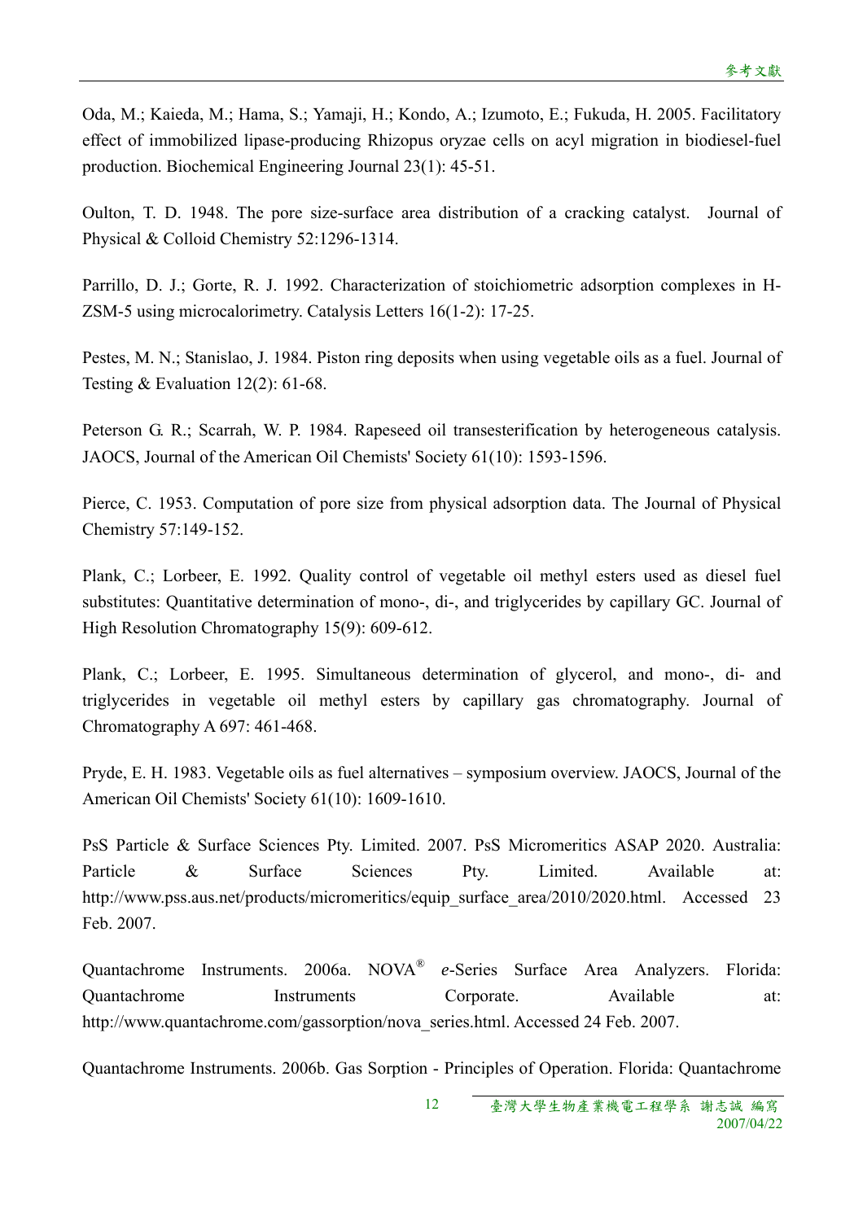Oda, M.; Kaieda, M.; Hama, S.; Yamaji, H.; Kondo, A.; Izumoto, E.; Fukuda, H. 2005. Facilitatory effect of immobilized lipase-producing Rhizopus oryzae cells on acyl migration in biodiesel-fuel production. Biochemical Engineering Journal 23(1): 45-51.

Oulton, T. D. 1948. The pore size-surface area distribution of a cracking catalyst. Journal of Physical & Colloid Chemistry 52:1296-1314.

Parrillo, D. J.; Gorte, R. J. 1992. Characterization of stoichiometric adsorption complexes in H-ZSM-5 using microcalorimetry. Catalysis Letters 16(1-2): 17-25.

Pestes, M. N.; Stanislao, J. 1984. Piston ring deposits when using vegetable oils as a fuel. Journal of Testing & Evaluation 12(2): 61-68.

Peterson G. R.; Scarrah, W. P. 1984. Rapeseed oil transesterification by heterogeneous catalysis. JAOCS, Journal of the American Oil Chemists' Society 61(10): 1593-1596.

Pierce, C. 1953. Computation of pore size from physical adsorption data. The Journal of Physical Chemistry 57:149-152.

Plank, C.; Lorbeer, E. 1992. Quality control of vegetable oil methyl esters used as diesel fuel substitutes: Quantitative determination of mono-, di-, and triglycerides by capillary GC. Journal of High Resolution Chromatography 15(9): 609-612.

Plank, C.; Lorbeer, E. 1995. Simultaneous determination of glycerol, and mono-, di- and triglycerides in vegetable oil methyl esters by capillary gas chromatography. Journal of Chromatography A 697: 461-468.

Pryde, E. H. 1983. Vegetable oils as fuel alternatives – symposium overview. JAOCS, Journal of the American Oil Chemists' Society 61(10): 1609-1610.

PsS Particle & Surface Sciences Pty. Limited. 2007. PsS Micromeritics ASAP 2020. Australia: Particle & Surface Sciences Pty. Limited. Available at: http://www.pss.aus.net/products/micromeritics/equip_surface_area/2010/2020.html. Accessed 23 Feb. 2007.

Quantachrome Instruments. 2006a. NOVA® *e*-Series Surface Area Analyzers. Florida: Quantachrome Instruments Corporate. Available at: http://www.quantachrome.com/gassorption/nova_series.html. Accessed 24 Feb. 2007.

Quantachrome Instruments. 2006b. Gas Sorption - Principles of Operation. Florida: Quantachrome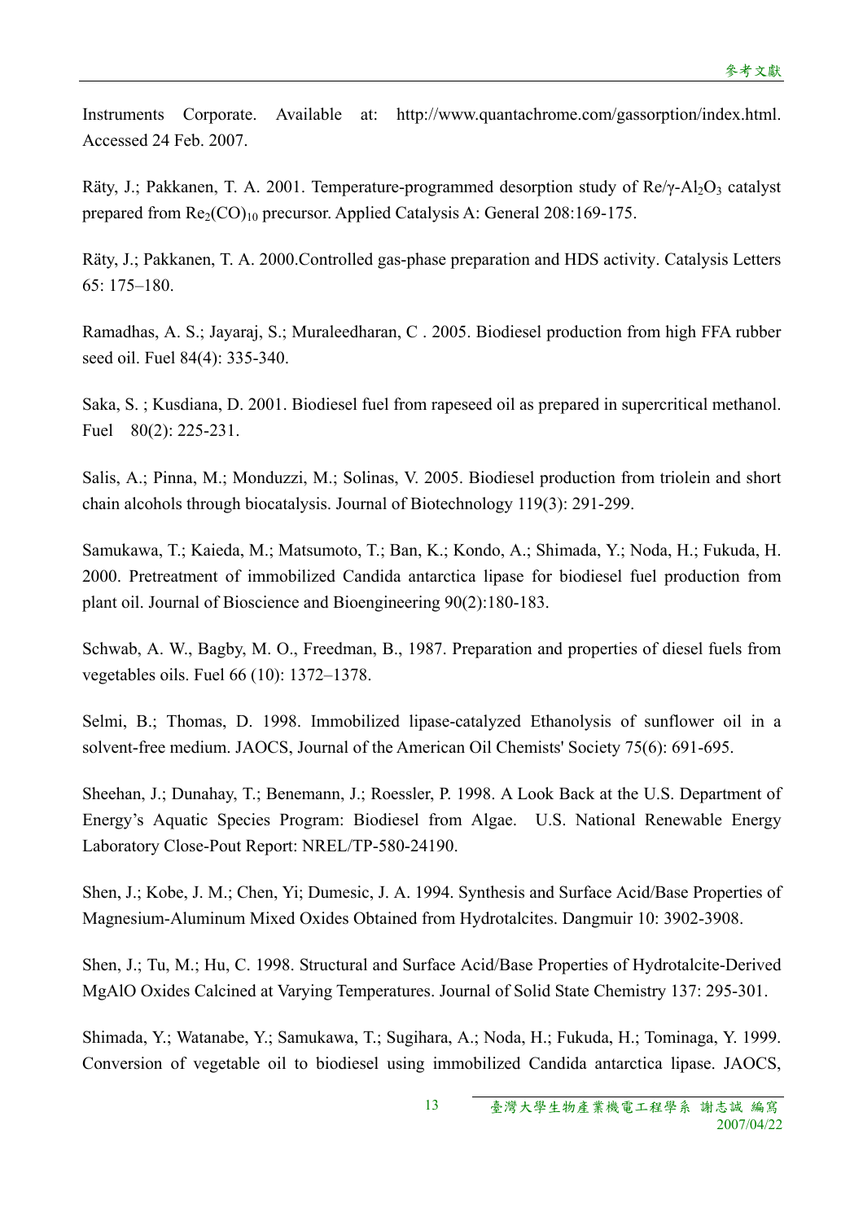Instruments Corporate. Available at: http://www.quantachrome.com/gassorption/index.html. Accessed 24 Feb. 2007.

Räty, J.; Pakkanen, T. A. 2001. Temperature-programmed desorption study of Re/γ-$Al_2O_3$ catalyst prepared from $Re_2(CO)_{10}$ precursor. Applied Catalysis A: General 208:169-175.

Räty, J.; Pakkanen, T. A. 2000.Controlled gas-phase preparation and HDS activity. Catalysis Letters 65: 175–180.

Ramadhas, A. S.; Jayaraj, S.; Muraleedharan, C . 2005. Biodiesel production from high FFA rubber seed oil. Fuel 84(4): 335-340.

Saka, S. ; Kusdiana, D. 2001. Biodiesel fuel from rapeseed oil as prepared in supercritical methanol. Fuel 80(2): 225-231.

Salis, A.; Pinna, M.; Monduzzi, M.; Solinas, V. 2005. Biodiesel production from triolein and short chain alcohols through biocatalysis. Journal of Biotechnology 119(3): 291-299.

Samukawa, T.; Kaieda, M.; Matsumoto, T.; Ban, K.; Kondo, A.; Shimada, Y.; Noda, H.; Fukuda, H. 2000. Pretreatment of immobilized Candida antarctica lipase for biodiesel fuel production from plant oil. Journal of Bioscience and Bioengineering 90(2):180-183.

Schwab, A. W., Bagby, M. O., Freedman, B., 1987. Preparation and properties of diesel fuels from vegetables oils. Fuel 66 (10): 1372–1378.

Selmi, B.; Thomas, D. 1998. Immobilized lipase-catalyzed Ethanolysis of sunflower oil in a solvent-free medium. JAOCS, Journal of the American Oil Chemists' Society 75(6): 691-695.

Sheehan, J.; Dunahay, T.; Benemann, J.; Roessler, P. 1998. A Look Back at the U.S. Department of Energy's Aquatic Species Program: Biodiesel from Algae. U.S. National Renewable Energy Laboratory Close-Pout Report: NREL/TP-580-24190.

Shen, J.; Kobe, J. M.; Chen, Yi; Dumesic, J. A. 1994. Synthesis and Surface Acid/Base Properties of Magnesium-Aluminum Mixed Oxides Obtained from Hydrotalcites. Dangmuir 10: 3902-3908.

Shen, J.; Tu, M.; Hu, C. 1998. Structural and Surface Acid/Base Properties of Hydrotalcite-Derived MgAlO Oxides Calcined at Varying Temperatures. Journal of Solid State Chemistry 137: 295-301.

Shimada, Y.; Watanabe, Y.; Samukawa, T.; Sugihara, A.; Noda, H.; Fukuda, H.; Tominaga, Y. 1999. Conversion of vegetable oil to biodiesel using immobilized Candida antarctica lipase. JAOCS,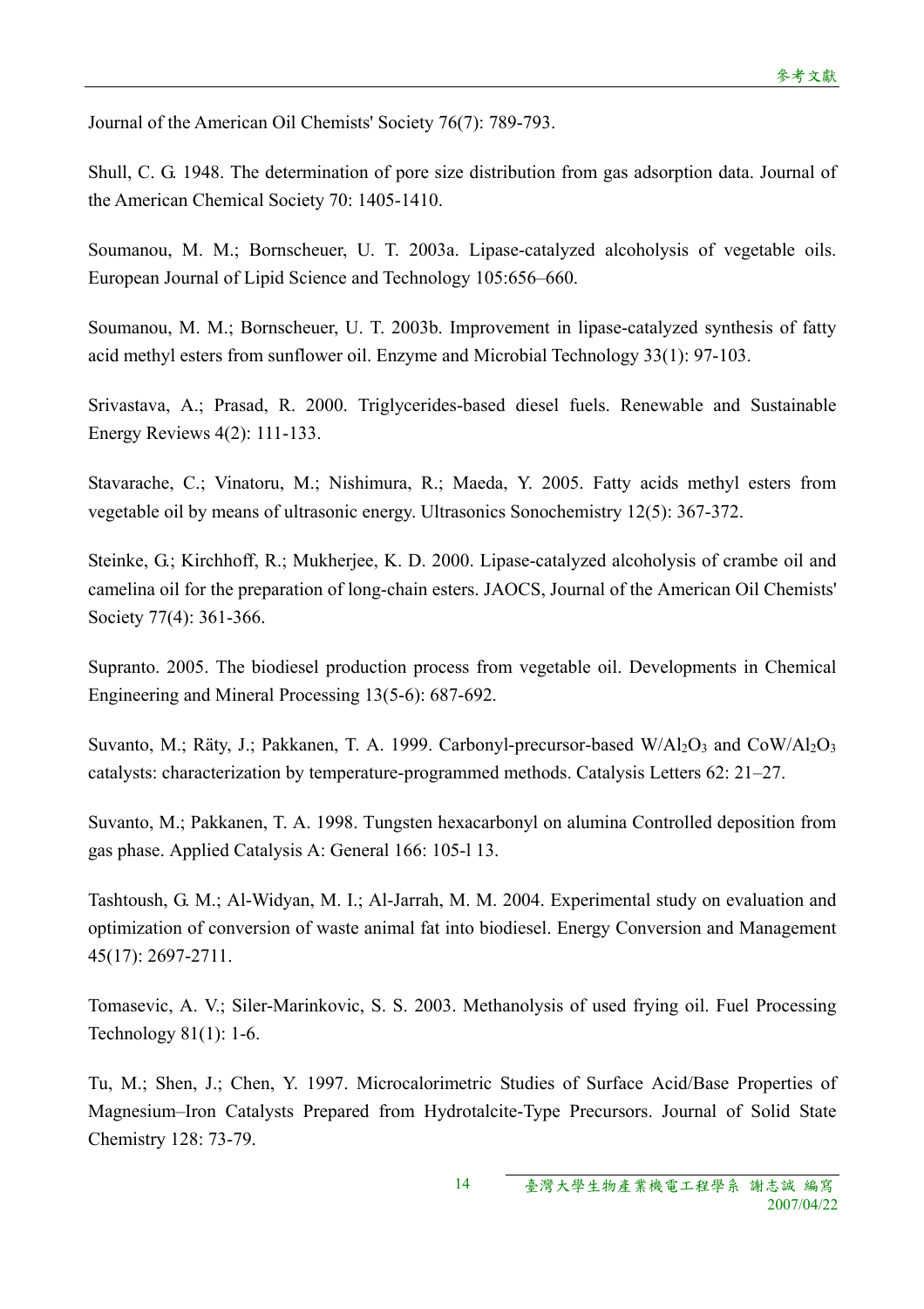Journal of the American Oil Chemists' Society 76(7): 789-793.

Shull, C. G. 1948. The determination of pore size distribution from gas adsorption data. Journal of the American Chemical Society 70: 1405-1410.

Soumanou, M. M.; Bornscheuer, U. T. 2003a. Lipase-catalyzed alcoholysis of vegetable oils. European Journal of Lipid Science and Technology 105:656–660.

Soumanou, M. M.; Bornscheuer, U. T. 2003b. Improvement in lipase-catalyzed synthesis of fatty acid methyl esters from sunflower oil. Enzyme and Microbial Technology 33(1): 97-103.

Srivastava, A.; Prasad, R. 2000. Triglycerides-based diesel fuels. Renewable and Sustainable Energy Reviews 4(2): 111-133.

Stavarache, C.; Vinatoru, M.; Nishimura, R.; Maeda, Y. 2005. Fatty acids methyl esters from vegetable oil by means of ultrasonic energy. Ultrasonics Sonochemistry 12(5): 367-372.

Steinke, G.; Kirchhoff, R.; Mukherjee, K. D. 2000. Lipase-catalyzed alcoholysis of crambe oil and camelina oil for the preparation of long-chain esters. JAOCS, Journal of the American Oil Chemists' Society 77(4): 361-366.

Supranto. 2005. The biodiesel production process from vegetable oil. Developments in Chemical Engineering and Mineral Processing 13(5-6): 687-692.

Suvanto, M.; Räty, J.; Pakkanen, T. A. 1999. Carbonyl-precursor-based $W/Al_2O_3$ and $CoW/Al_2O_3$ catalysts: characterization by temperature-programmed methods. Catalysis Letters 62: 21–27.

Suvanto, M.; Pakkanen, T. A. 1998. Tungsten hexacarbonyl on alumina Controlled deposition from gas phase. Applied Catalysis A: General 166: 105-l 13.

Tashtoush, G. M.; Al-Widyan, M. I.; Al-Jarrah, M. M. 2004. Experimental study on evaluation and optimization of conversion of waste animal fat into biodiesel. Energy Conversion and Management 45(17): 2697-2711.

Tomasevic, A. V.; Siler-Marinkovic, S. S. 2003. Methanolysis of used frying oil. Fuel Processing Technology 81(1): 1-6.

Tu, M.; Shen, J.; Chen, Y. 1997. Microcalorimetric Studies of Surface Acid/Base Properties of Magnesium–Iron Catalysts Prepared from Hydrotalcite-Type Precursors. Journal of Solid State Chemistry 128: 73-79.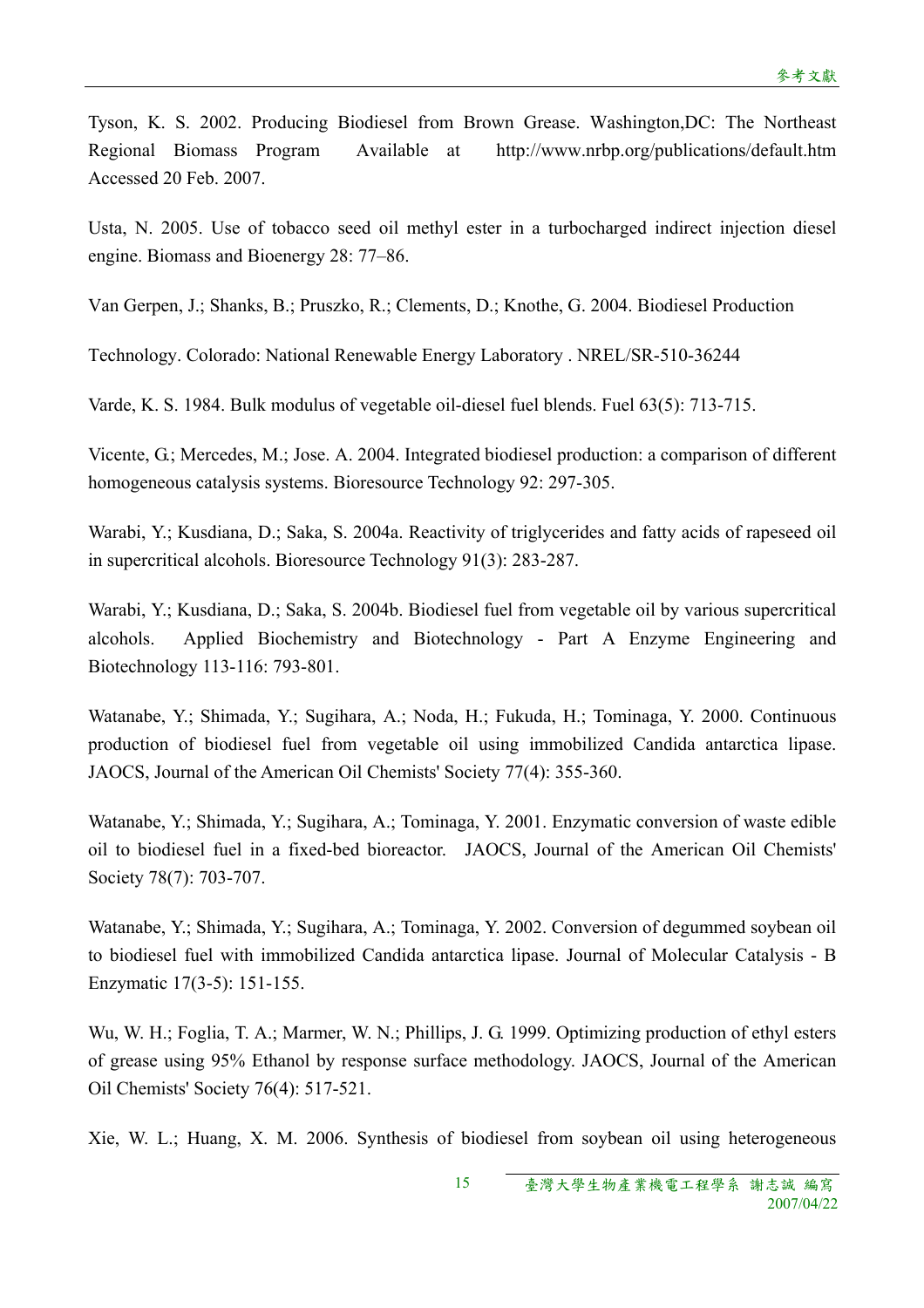Tyson, K. S. 2002. Producing Biodiesel from Brown Grease. Washington,DC: The Northeast Regional Biomass Program Available at http://www.nrbp.org/publications/default.htm Accessed 20 Feb. 2007.

Usta, N. 2005. Use of tobacco seed oil methyl ester in a turbocharged indirect injection diesel engine. Biomass and Bioenergy 28: 77–86.

Van Gerpen, J.; Shanks, B.; Pruszko, R.; Clements, D.; Knothe, G. 2004. Biodiesel Production

Technology. Colorado: National Renewable Energy Laboratory . NREL/SR-510-36244

Varde, K. S. 1984. Bulk modulus of vegetable oil-diesel fuel blends. Fuel 63(5): 713-715.

Vicente, G.; Mercedes, M.; Jose. A. 2004. Integrated biodiesel production: a comparison of different homogeneous catalysis systems. Bioresource Technology 92: 297-305.

Warabi, Y.; Kusdiana, D.; Saka, S. 2004a. Reactivity of triglycerides and fatty acids of rapeseed oil in supercritical alcohols. Bioresource Technology 91(3): 283-287.

Warabi, Y.; Kusdiana, D.; Saka, S. 2004b. Biodiesel fuel from vegetable oil by various supercritical alcohols. Applied Biochemistry and Biotechnology - Part A Enzyme Engineering and Biotechnology 113-116: 793-801.

Watanabe, Y.; Shimada, Y.; Sugihara, A.; Noda, H.; Fukuda, H.; Tominaga, Y. 2000. Continuous production of biodiesel fuel from vegetable oil using immobilized Candida antarctica lipase. JAOCS, Journal of the American Oil Chemists' Society 77(4): 355-360.

Watanabe, Y.; Shimada, Y.; Sugihara, A.; Tominaga, Y. 2001. Enzymatic conversion of waste edible oil to biodiesel fuel in a fixed-bed bioreactor. JAOCS, Journal of the American Oil Chemists' Society 78(7): 703-707.

Watanabe, Y.; Shimada, Y.; Sugihara, A.; Tominaga, Y. 2002. Conversion of degummed soybean oil to biodiesel fuel with immobilized Candida antarctica lipase. Journal of Molecular Catalysis - B Enzymatic 17(3-5): 151-155.

Wu, W. H.; Foglia, T. A.; Marmer, W. N.; Phillips, J. G. 1999. Optimizing production of ethyl esters of grease using 95% Ethanol by response surface methodology. JAOCS, Journal of the American Oil Chemists' Society 76(4): 517-521.

Xie, W. L.; Huang, X. M. 2006. Synthesis of biodiesel from soybean oil using heterogeneous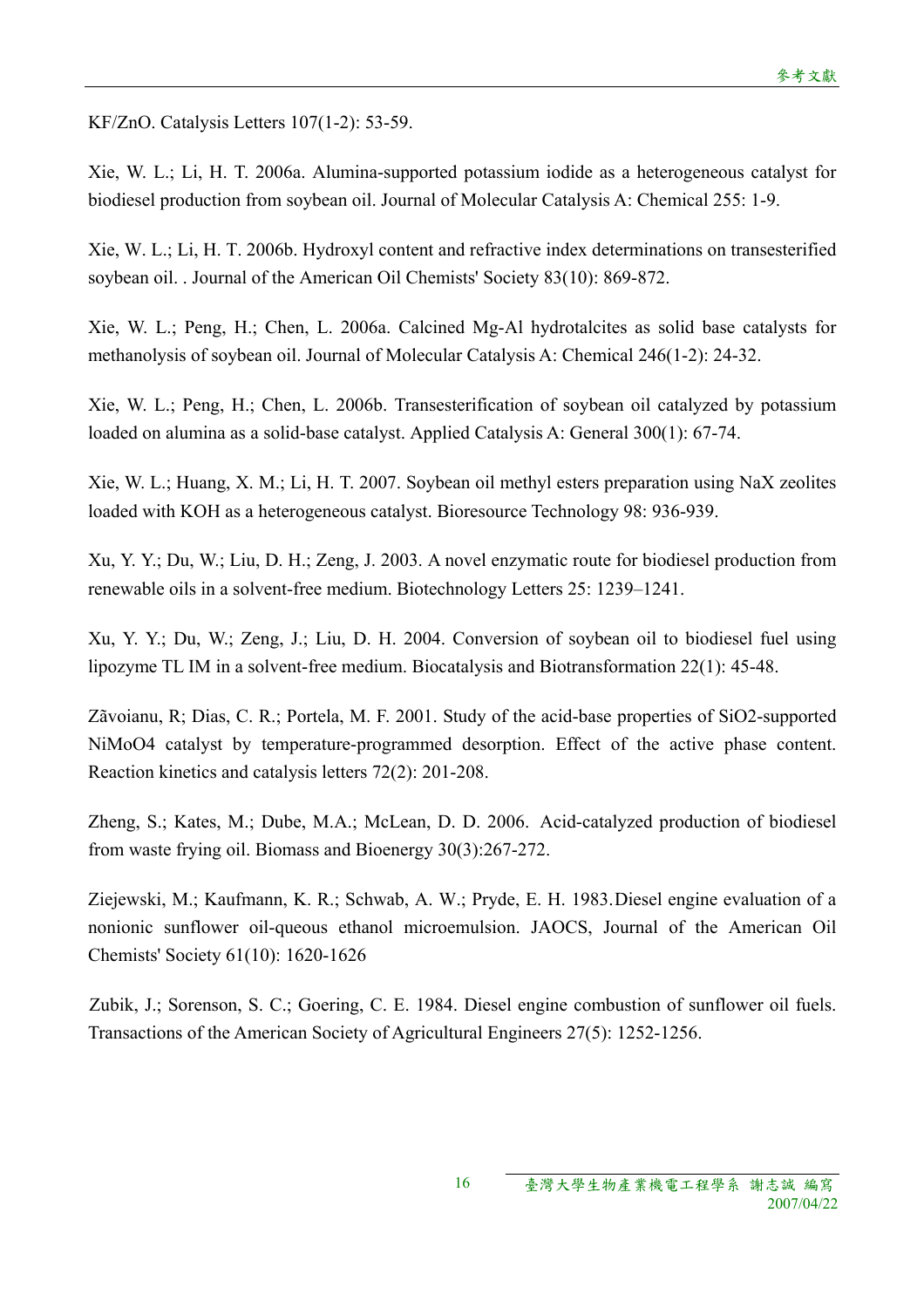KF/ZnO. Catalysis Letters 107(1-2): 53-59.

Xie, W. L.; Li, H. T. 2006a. Alumina-supported potassium iodide as a heterogeneous catalyst for biodiesel production from soybean oil. Journal of Molecular Catalysis A: Chemical 255: 1-9.

Xie, W. L.; Li, H. T. 2006b. Hydroxyl content and refractive index determinations on transesterified soybean oil. . Journal of the American Oil Chemists' Society 83(10): 869-872.

Xie, W. L.; Peng, H.; Chen, L. 2006a. Calcined Mg-Al hydrotalcites as solid base catalysts for methanolysis of soybean oil. Journal of Molecular Catalysis A: Chemical 246(1-2): 24-32.

Xie, W. L.; Peng, H.; Chen, L. 2006b. Transesterification of soybean oil catalyzed by potassium loaded on alumina as a solid-base catalyst. Applied Catalysis A: General 300(1): 67-74.

Xie, W. L.; Huang, X. M.; Li, H. T. 2007. Soybean oil methyl esters preparation using NaX zeolites loaded with KOH as a heterogeneous catalyst. Bioresource Technology 98: 936-939.

Xu, Y. Y.; Du, W.; Liu, D. H.; Zeng, J. 2003. A novel enzymatic route for biodiesel production from renewable oils in a solvent-free medium. Biotechnology Letters 25: 1239–1241.

Xu, Y. Y.; Du, W.; Zeng, J.; Liu, D. H. 2004. Conversion of soybean oil to biodiesel fuel using lipozyme TL IM in a solvent-free medium. Biocatalysis and Biotransformation 22(1): 45-48.

Zãvoianu, R; Dias, C. R.; Portela, M. F. 2001. Study of the acid-base properties of $SiO_2$-supported $NiMoO_4$ catalyst by temperature-programmed desorption. Effect of the active phase content. Reaction kinetics and catalysis letters 72(2): 201-208.

Zheng, S.; Kates, M.; Dube, M.A.; McLean, D. D. 2006. Acid-catalyzed production of biodiesel from waste frying oil. Biomass and Bioenergy 30(3):267-272.

Ziejewski, M.; Kaufmann, K. R.; Schwab, A. W.; Pryde, E. H. 1983. Diesel engine evaluation of a nonionic sunflower oil-queous ethanol microemulsion. JAOCS, Journal of the American Oil Chemists' Society 61(10): 1620-1626

Zubik, J.; Sorenson, S. C.; Goering, C. E. 1984. Diesel engine combustion of sunflower oil fuels. Transactions of the American Society of Agricultural Engineers 27(5): 1252-1256.